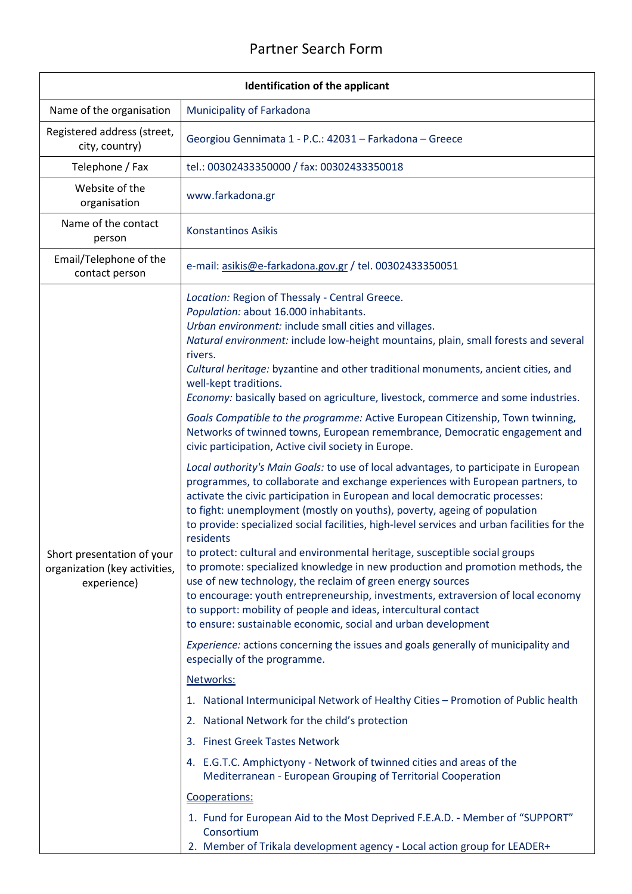# Partner Search Form

| Identification of the applicant | |
|---|---|
| Name of the organisation | Municipality of Farkadona |
| Registered address (street, city, country) | Georgiou Gennimata 1 - P.C.: 42031 – Farkadona – Greece |
| Telephone / Fax | tel.: 00302433350000 / fax: 00302433350018 |
| Website of the organisation | www.farkadona.gr |
| Name of the contact person | Konstantinos Asikis |
| Email/Telephone of the contact person | e-mail: asikis@e-farkadona.gov.gr / tel. 00302433350051 |
| Short presentation of your organization (key activities, experience) | *Location:* Region of Thessaly - Central Greece.<br>*Population:* about 16.000 inhabitants.<br>*Urban environment:* include small cities and villages.<br>*Natural environment:* include low-height mountains, plain, small forests and several rivers.<br>*Cultural heritage:* byzantine and other traditional monuments, ancient cities, and well-kept traditions.<br>*Economy:* basically based on agriculture, livestock, commerce and some industries.<br><br>*Goals Compatible to the programme:* Active European Citizenship, Town twinning, Networks of twinned towns, European remembrance, Democratic engagement and civic participation, Active civil society in Europe.<br><br>*Local authority's Main Goals:* to use of local advantages, to participate in European programmes, to collaborate and exchange experiences with European partners, to activate the civic participation in European and local democratic processes:<br>to fight: unemployment (mostly on youths), poverty, ageing of population<br>to provide: specialized social facilities, high-level services and urban facilities for the residents<br>to protect: cultural and environmental heritage, susceptible social groups<br>to promote: specialized knowledge in new production and promotion methods, the use of new technology, the reclaim of green energy sources<br>to encourage: youth entrepreneurship, investments, extraversion of local economy<br>to support: mobility of people and ideas, intercultural contact<br>to ensure: sustainable economic, social and urban development<br><br>*Experience:* actions concerning the issues and goals generally of municipality and especially of the programme.<br><br>Networks:<br>1. National Intermunicipal Network of Healthy Cities – Promotion of Public health<br>2. National Network for the child's protection<br>3. Finest Greek Tastes Network<br>4. E.G.T.C. Amphictyony - Network of twinned cities and areas of the Mediterranean - European Grouping of Territorial Cooperation<br><br>Cooperations:<br>1. Fund for European Aid to the Most Deprived F.E.A.D. **-** Member of "SUPPORT" Consortium<br>2. Member of Trikala development agency **-** Local action group for LEADER+ |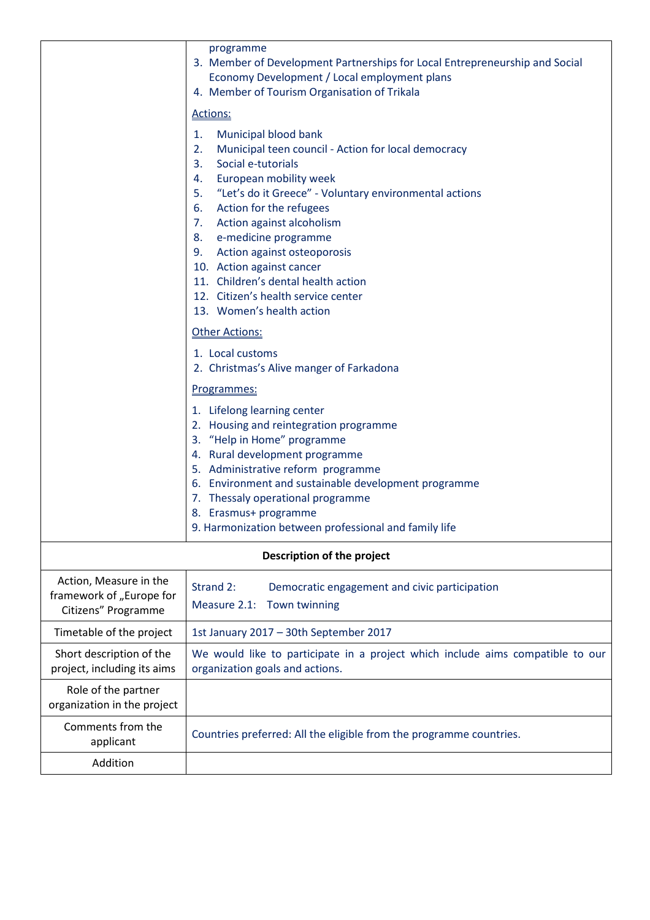| | |
|---|---|
| | programme<br>3. Member of Development Partnerships for Local Entrepreneurship and Social Economy Development / Local employment plans<br>4. Member of Tourism Organisation of Trikala<br><br>Actions:<br><br>1. Municipal blood bank<br>2. Municipal teen council - Action for local democracy<br>3. Social e-tutorials<br>4. European mobility week<br>5. "Let's do it Greece" - Voluntary environmental actions<br>6. Action for the refugees<br>7. Action against alcoholism<br>8. e-medicine programme<br>9. Action against osteoporosis<br>10. Action against cancer<br>11. Children's dental health action<br>12. Citizen's health service center<br>13. Women's health action<br><br>Other Actions:<br><br>1. Local customs<br>2. Christmas's Alive manger of Farkadona<br><br>Programmes:<br><br>1. Lifelong learning center<br>2. Housing and reintegration programme<br>3. "Help in Home" programme<br>4. Rural development programme<br>5. Administrative reform programme<br>6. Environment and sustainable development programme<br>7. Thessaly operational programme<br>8. Erasmus+ programme<br>9. Harmonization between professional and family life |
| **Description of the project** | |
| Action, Measure in the framework of „Europe for Citizens" Programme | Strand 2: Democratic engagement and civic participation<br>Measure 2.1: Town twinning |
| Timetable of the project | 1st January 2017 – 30th September 2017 |
| Short description of the project, including its aims | We would like to participate in a project which include aims compatible to our organization goals and actions. |
| Role of the partner organization in the project | |
| Comments from the applicant | Countries preferred: All the eligible from the programme countries. |
| Addition | |